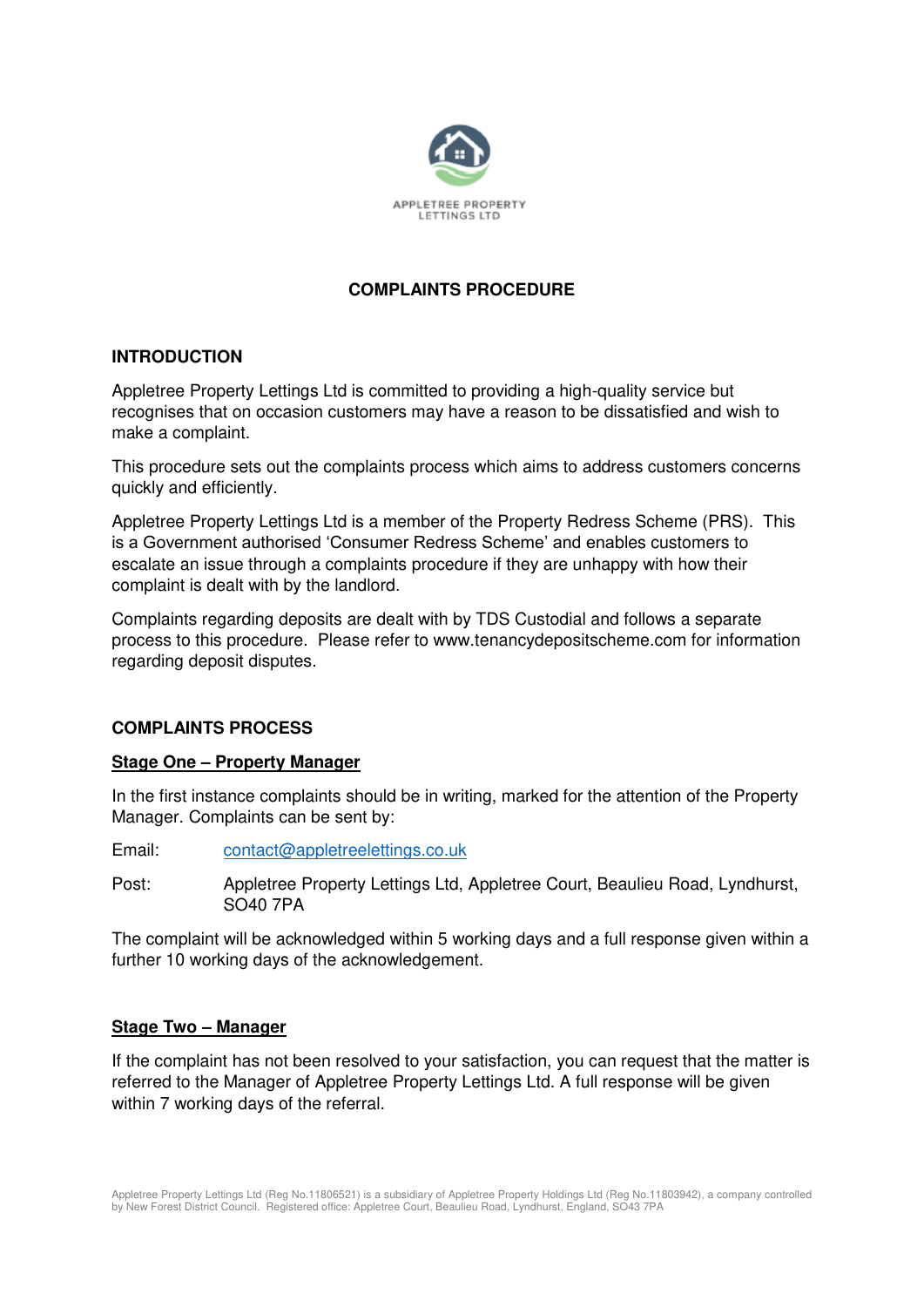APPLETREE PROPERTY LETTINGS LTD

# COMPLAINTS PROCEDURE

## INTRODUCTION

Appletree Property Lettings Ltd is committed to providing a high-quality service but recognises that on occasion customers may have a reason to be dissatisfied and wish to make a complaint.

This procedure sets out the complaints process which aims to address customers concerns quickly and efficiently.

Appletree Property Lettings Ltd is a member of the Property Redress Scheme (PRS). This is a Government authorised 'Consumer Redress Scheme' and enables customers to escalate an issue through a complaints procedure if they are unhappy with how their complaint is dealt with by the landlord.

Complaints regarding deposits are dealt with by TDS Custodial and follows a separate process to this procedure. Please refer to www.tenancydepositscheme.com for information regarding deposit disputes.

## COMPLAINTS PROCESS

### Stage One – Property Manager

In the first instance complaints should be in writing, marked for the attention of the Property Manager. Complaints can be sent by:

Email: contact@appletreelettings.co.uk

Post: Appletree Property Lettings Ltd, Appletree Court, Beaulieu Road, Lyndhurst, SO40 7PA

The complaint will be acknowledged within 5 working days and a full response given within a further 10 working days of the acknowledgement.

### Stage Two – Manager

If the complaint has not been resolved to your satisfaction, you can request that the matter is referred to the Manager of Appletree Property Lettings Ltd. A full response will be given within 7 working days of the referral.

Appletree Property Lettings Ltd (Reg No.11806521) is a subsidiary of Appletree Property Holdings Ltd (Reg No.11803942), a company controlled by New Forest District Council. Registered office: Appletree Court, Beaulieu Road, Lyndhurst, England, SO43 7PA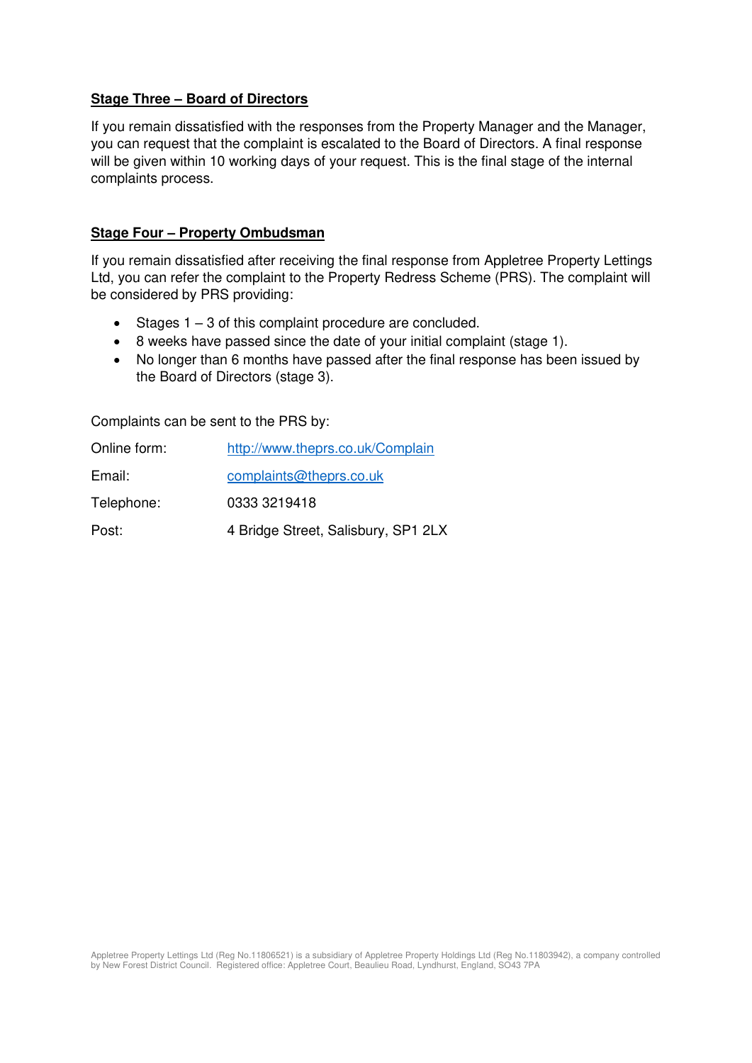**Stage Three – Board of Directors**

If you remain dissatisfied with the responses from the Property Manager and the Manager, you can request that the complaint is escalated to the Board of Directors. A final response will be given within 10 working days of your request. This is the final stage of the internal complaints process.

**Stage Four – Property Ombudsman**

If you remain dissatisfied after receiving the final response from Appletree Property Lettings Ltd, you can refer the complaint to the Property Redress Scheme (PRS). The complaint will be considered by PRS providing:

- Stages 1 – 3 of this complaint procedure are concluded.
- 8 weeks have passed since the date of your initial complaint (stage 1).
- No longer than 6 months have passed after the final response has been issued by the Board of Directors (stage 3).

Complaints can be sent to the PRS by:

| | |
|---|---|
| Online form: | http://www.theprs.co.uk/Complain |
| Email: | complaints@theprs.co.uk |
| Telephone: | 0333 3219418 |
| Post: | 4 Bridge Street, Salisbury, SP1 2LX |

Appletree Property Lettings Ltd (Reg No.11806521) is a subsidiary of Appletree Property Holdings Ltd (Reg No.11803942), a company controlled by New Forest District Council. Registered office: Appletree Court, Beaulieu Road, Lyndhurst, England, SO43 7PA